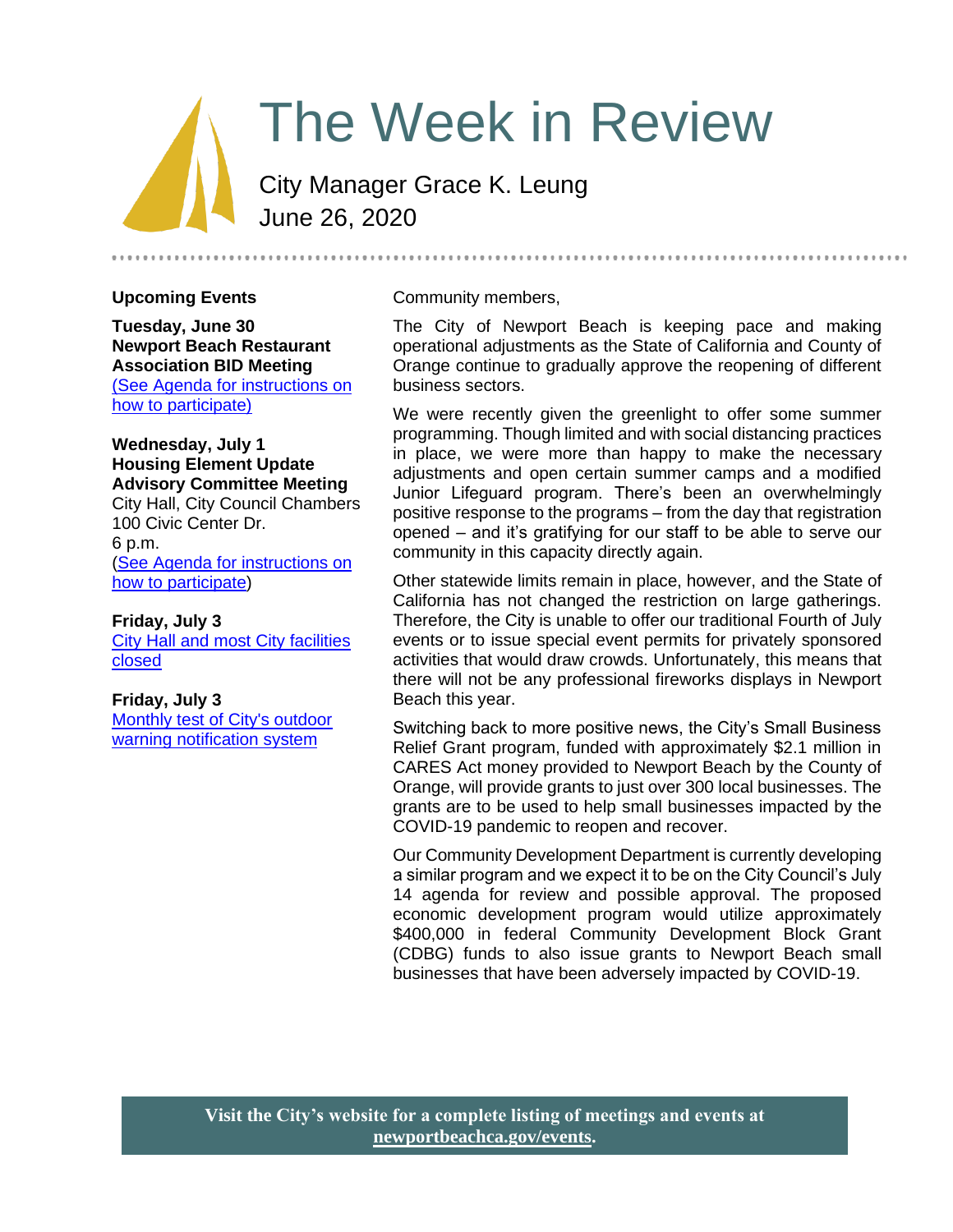# The Week in Review

City Manager Grace K. Leung
June 26, 2020

## Upcoming Events

**Tuesday, June 30**
**Newport Beach Restaurant Association BID Meeting**
(See Agenda for instructions on how to participate)

**Wednesday, July 1**
**Housing Element Update Advisory Committee Meeting**
City Hall, City Council Chambers
100 Civic Center Dr.
6 p.m.
(See Agenda for instructions on how to participate)

**Friday, July 3**
City Hall and most City facilities closed

**Friday, July 3**
Monthly test of City's outdoor warning notification system

Community members,

The City of Newport Beach is keeping pace and making operational adjustments as the State of California and County of Orange continue to gradually approve the reopening of different business sectors.

We were recently given the greenlight to offer some summer programming. Though limited and with social distancing practices in place, we were more than happy to make the necessary adjustments and open certain summer camps and a modified Junior Lifeguard program. There's been an overwhelmingly positive response to the programs – from the day that registration opened – and it's gratifying for our staff to be able to serve our community in this capacity directly again.

Other statewide limits remain in place, however, and the State of California has not changed the restriction on large gatherings. Therefore, the City is unable to offer our traditional Fourth of July events or to issue special event permits for privately sponsored activities that would draw crowds. Unfortunately, this means that there will not be any professional fireworks displays in Newport Beach this year.

Switching back to more positive news, the City's Small Business Relief Grant program, funded with approximately $2.1 million in CARES Act money provided to Newport Beach by the County of Orange, will provide grants to just over 300 local businesses. The grants are to be used to help small businesses impacted by the COVID-19 pandemic to reopen and recover.

Our Community Development Department is currently developing a similar program and we expect it to be on the City Council's July 14 agenda for review and possible approval. The proposed economic development program would utilize approximately $400,000 in federal Community Development Block Grant (CDBG) funds to also issue grants to Newport Beach small businesses that have been adversely impacted by COVID-19.

**Visit the City's website for a complete listing of meetings and events at newportbeachca.gov/events.**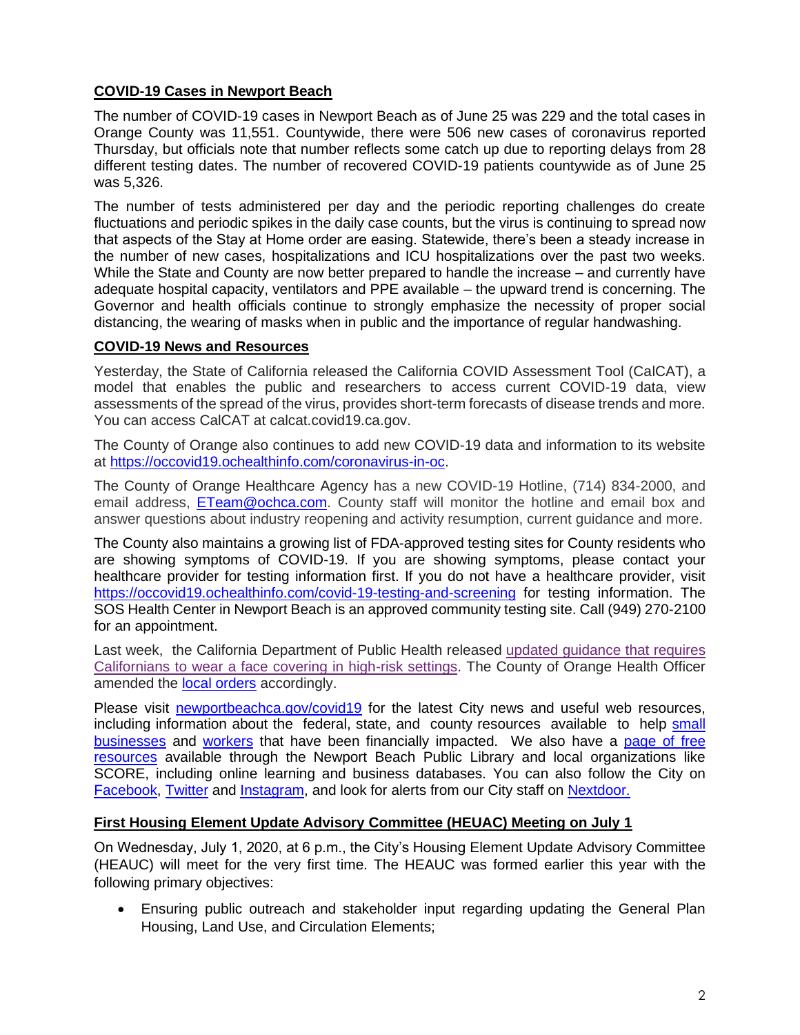**COVID-19 Cases in Newport Beach**

The number of COVID-19 cases in Newport Beach as of June 25 was 229 and the total cases in Orange County was 11,551. Countywide, there were 506 new cases of coronavirus reported Thursday, but officials note that number reflects some catch up due to reporting delays from 28 different testing dates. The number of recovered COVID-19 patients countywide as of June 25 was 5,326.

The number of tests administered per day and the periodic reporting challenges do create fluctuations and periodic spikes in the daily case counts, but the virus is continuing to spread now that aspects of the Stay at Home order are easing. Statewide, there's been a steady increase in the number of new cases, hospitalizations and ICU hospitalizations over the past two weeks. While the State and County are now better prepared to handle the increase – and currently have adequate hospital capacity, ventilators and PPE available – the upward trend is concerning. The Governor and health officials continue to strongly emphasize the necessity of proper social distancing, the wearing of masks when in public and the importance of regular handwashing.

**COVID-19 News and Resources**

Yesterday, the State of California released the California COVID Assessment Tool (CalCAT), a model that enables the public and researchers to access current COVID-19 data, view assessments of the spread of the virus, provides short-term forecasts of disease trends and more. You can access CalCAT at calcat.covid19.ca.gov.

The County of Orange also continues to add new COVID-19 data and information to its website at https://occovid19.ochealthinfo.com/coronavirus-in-oc.

The County of Orange Healthcare Agency has a new COVID-19 Hotline, (714) 834-2000, and email address, ETeam@ochca.com. County staff will monitor the hotline and email box and answer questions about industry reopening and activity resumption, current guidance and more.

The County also maintains a growing list of FDA-approved testing sites for County residents who are showing symptoms of COVID-19. If you are showing symptoms, please contact your healthcare provider for testing information first. If you do not have a healthcare provider, visit https://occovid19.ochealthinfo.com/covid-19-testing-and-screening for testing information. The SOS Health Center in Newport Beach is an approved community testing site. Call (949) 270-2100 for an appointment.

Last week, the California Department of Public Health released updated guidance that requires Californians to wear a face covering in high-risk settings. The County of Orange Health Officer amended the local orders accordingly.

Please visit newportbeachca.gov/covid19 for the latest City news and useful web resources, including information about the federal, state, and county resources available to help small businesses and workers that have been financially impacted. We also have a page of free resources available through the Newport Beach Public Library and local organizations like SCORE, including online learning and business databases. You can also follow the City on Facebook, Twitter and Instagram, and look for alerts from our City staff on Nextdoor.

**First Housing Element Update Advisory Committee (HEUAC) Meeting on July 1**

On Wednesday, July 1, 2020, at 6 p.m., the City's Housing Element Update Advisory Committee (HEAUC) will meet for the very first time. The HEAUC was formed earlier this year with the following primary objectives:

- Ensuring public outreach and stakeholder input regarding updating the General Plan Housing, Land Use, and Circulation Elements;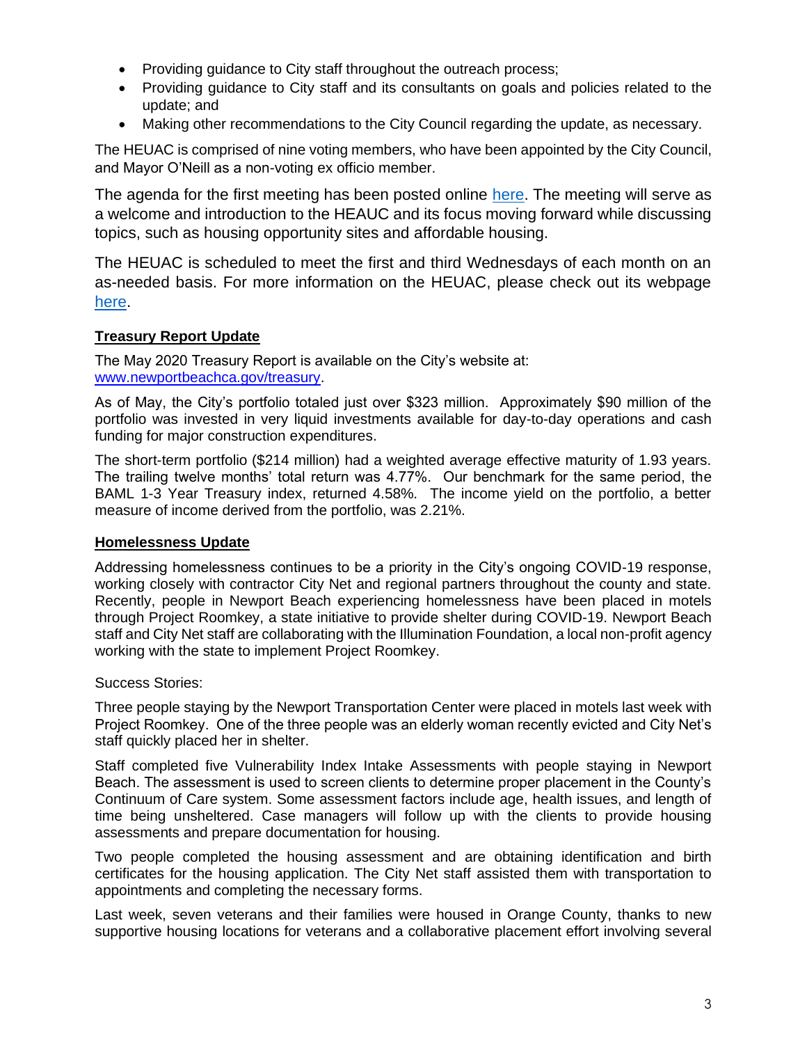- Providing guidance to City staff throughout the outreach process;
- Providing guidance to City staff and its consultants on goals and policies related to the update; and
- Making other recommendations to the City Council regarding the update, as necessary.

The HEUAC is comprised of nine voting members, who have been appointed by the City Council, and Mayor O'Neill as a non-voting ex officio member.

The agenda for the first meeting has been posted online here. The meeting will serve as a welcome and introduction to the HEAUC and its focus moving forward while discussing topics, such as housing opportunity sites and affordable housing.

The HEUAC is scheduled to meet the first and third Wednesdays of each month on an as-needed basis. For more information on the HEUAC, please check out its webpage here.

**Treasury Report Update**

The May 2020 Treasury Report is available on the City's website at: www.newportbeachca.gov/treasury.

As of May, the City's portfolio totaled just over $323 million. Approximately $90 million of the portfolio was invested in very liquid investments available for day-to-day operations and cash funding for major construction expenditures.

The short-term portfolio ($214 million) had a weighted average effective maturity of 1.93 years. The trailing twelve months' total return was 4.77%. Our benchmark for the same period, the BAML 1-3 Year Treasury index, returned 4.58%. The income yield on the portfolio, a better measure of income derived from the portfolio, was 2.21%.

**Homelessness Update**

Addressing homelessness continues to be a priority in the City's ongoing COVID-19 response, working closely with contractor City Net and regional partners throughout the county and state. Recently, people in Newport Beach experiencing homelessness have been placed in motels through Project Roomkey, a state initiative to provide shelter during COVID-19. Newport Beach staff and City Net staff are collaborating with the Illumination Foundation, a local non-profit agency working with the state to implement Project Roomkey.

Success Stories:

Three people staying by the Newport Transportation Center were placed in motels last week with Project Roomkey. One of the three people was an elderly woman recently evicted and City Net's staff quickly placed her in shelter.

Staff completed five Vulnerability Index Intake Assessments with people staying in Newport Beach. The assessment is used to screen clients to determine proper placement in the County's Continuum of Care system. Some assessment factors include age, health issues, and length of time being unsheltered. Case managers will follow up with the clients to provide housing assessments and prepare documentation for housing.

Two people completed the housing assessment and are obtaining identification and birth certificates for the housing application. The City Net staff assisted them with transportation to appointments and completing the necessary forms.

Last week, seven veterans and their families were housed in Orange County, thanks to new supportive housing locations for veterans and a collaborative placement effort involving several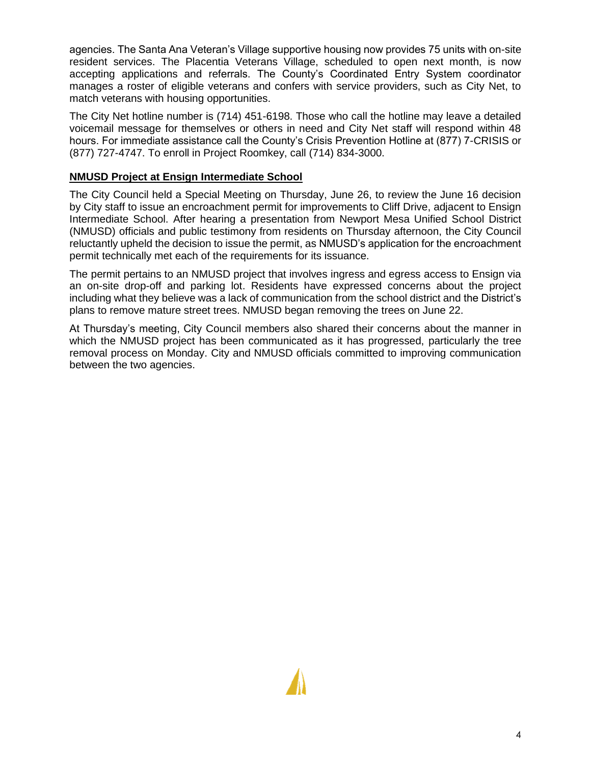agencies. The Santa Ana Veteran's Village supportive housing now provides 75 units with on-site resident services. The Placentia Veterans Village, scheduled to open next month, is now accepting applications and referrals. The County's Coordinated Entry System coordinator manages a roster of eligible veterans and confers with service providers, such as City Net, to match veterans with housing opportunities.

The City Net hotline number is (714) 451-6198. Those who call the hotline may leave a detailed voicemail message for themselves or others in need and City Net staff will respond within 48 hours. For immediate assistance call the County's Crisis Prevention Hotline at (877) 7-CRISIS or (877) 727-4747. To enroll in Project Roomkey, call (714) 834-3000.

## NMUSD Project at Ensign Intermediate School

The City Council held a Special Meeting on Thursday, June 26, to review the June 16 decision by City staff to issue an encroachment permit for improvements to Cliff Drive, adjacent to Ensign Intermediate School. After hearing a presentation from Newport Mesa Unified School District (NMUSD) officials and public testimony from residents on Thursday afternoon, the City Council reluctantly upheld the decision to issue the permit, as NMUSD's application for the encroachment permit technically met each of the requirements for its issuance.

The permit pertains to an NMUSD project that involves ingress and egress access to Ensign via an on-site drop-off and parking lot. Residents have expressed concerns about the project including what they believe was a lack of communication from the school district and the District's plans to remove mature street trees. NMUSD began removing the trees on June 22.

At Thursday's meeting, City Council members also shared their concerns about the manner in which the NMUSD project has been communicated as it has progressed, particularly the tree removal process on Monday. City and NMUSD officials committed to improving communication between the two agencies.